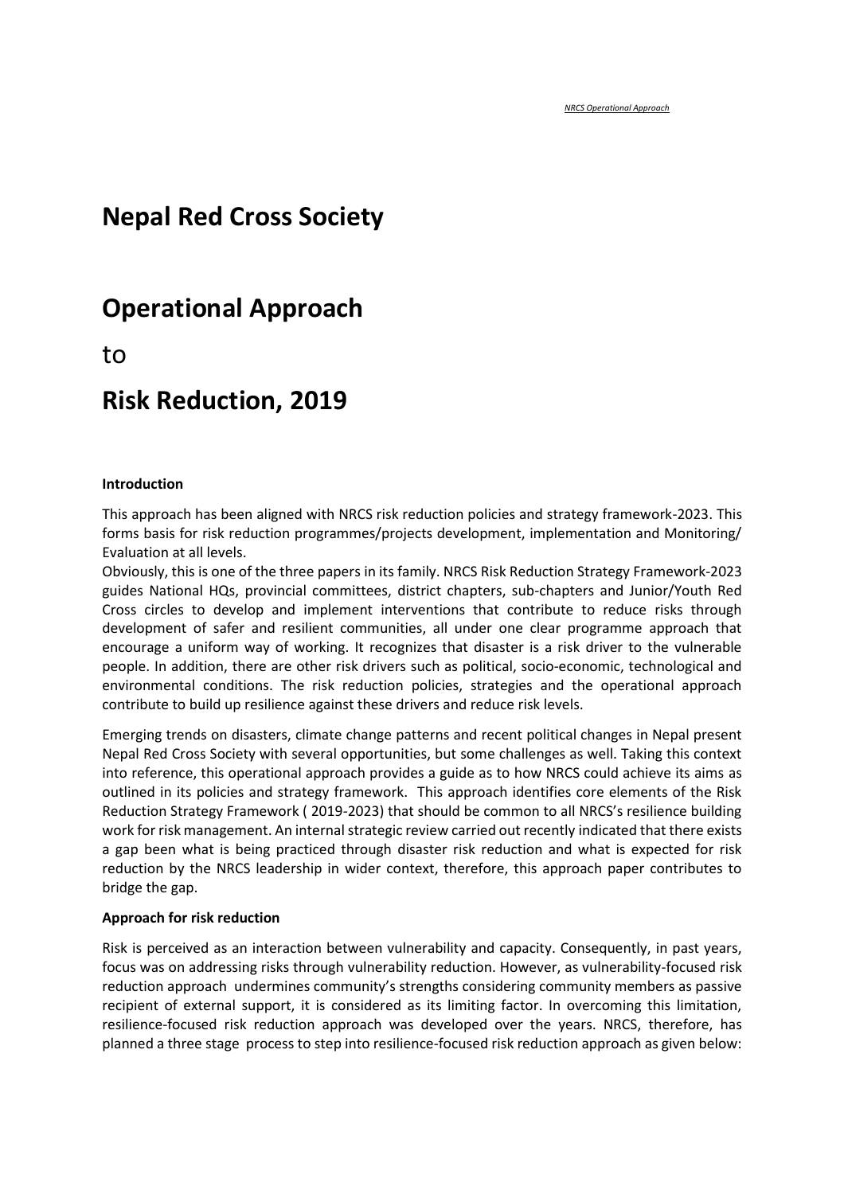# Nepal Red Cross Society

# Operational Approach

to

# Risk Reduction, 2019

**Introduction**

This approach has been aligned with NRCS risk reduction policies and strategy framework-2023. This forms basis for risk reduction programmes/projects development, implementation and Monitoring/ Evaluation at all levels.

Obviously, this is one of the three papers in its family. NRCS Risk Reduction Strategy Framework-2023 guides National HQs, provincial committees, district chapters, sub-chapters and Junior/Youth Red Cross circles to develop and implement interventions that contribute to reduce risks through development of safer and resilient communities, all under one clear programme approach that encourage a uniform way of working. It recognizes that disaster is a risk driver to the vulnerable people. In addition, there are other risk drivers such as political, socio-economic, technological and environmental conditions. The risk reduction policies, strategies and the operational approach contribute to build up resilience against these drivers and reduce risk levels.

Emerging trends on disasters, climate change patterns and recent political changes in Nepal present Nepal Red Cross Society with several opportunities, but some challenges as well. Taking this context into reference, this operational approach provides a guide as to how NRCS could achieve its aims as outlined in its policies and strategy framework. This approach identifies core elements of the Risk Reduction Strategy Framework ( 2019-2023) that should be common to all NRCS's resilience building work for risk management. An internal strategic review carried out recently indicated that there exists a gap been what is being practiced through disaster risk reduction and what is expected for risk reduction by the NRCS leadership in wider context, therefore, this approach paper contributes to bridge the gap.

**Approach for risk reduction**

Risk is perceived as an interaction between vulnerability and capacity. Consequently, in past years, focus was on addressing risks through vulnerability reduction. However, as vulnerability-focused risk reduction approach undermines community's strengths considering community members as passive recipient of external support, it is considered as its limiting factor. In overcoming this limitation, resilience-focused risk reduction approach was developed over the years. NRCS, therefore, has planned a three stage process to step into resilience-focused risk reduction approach as given below: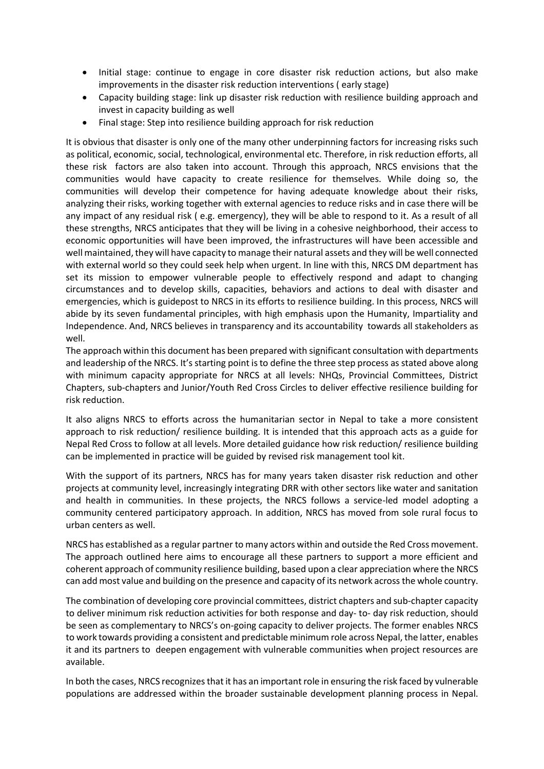- Initial stage: continue to engage in core disaster risk reduction actions, but also make improvements in the disaster risk reduction interventions ( early stage)
- Capacity building stage: link up disaster risk reduction with resilience building approach and invest in capacity building as well
- Final stage: Step into resilience building approach for risk reduction

It is obvious that disaster is only one of the many other underpinning factors for increasing risks such as political, economic, social, technological, environmental etc. Therefore, in risk reduction efforts, all these risk factors are also taken into account. Through this approach, NRCS envisions that the communities would have capacity to create resilience for themselves. While doing so, the communities will develop their competence for having adequate knowledge about their risks, analyzing their risks, working together with external agencies to reduce risks and in case there will be any impact of any residual risk ( e.g. emergency), they will be able to respond to it. As a result of all these strengths, NRCS anticipates that they will be living in a cohesive neighborhood, their access to economic opportunities will have been improved, the infrastructures will have been accessible and well maintained, they will have capacity to manage their natural assets and they will be well connected with external world so they could seek help when urgent. In line with this, NRCS DM department has set its mission to empower vulnerable people to effectively respond and adapt to changing circumstances and to develop skills, capacities, behaviors and actions to deal with disaster and emergencies, which is guidepost to NRCS in its efforts to resilience building. In this process, NRCS will abide by its seven fundamental principles, with high emphasis upon the Humanity, Impartiality and Independence. And, NRCS believes in transparency and its accountability towards all stakeholders as well.

The approach within this document has been prepared with significant consultation with departments and leadership of the NRCS. It's starting point is to define the three step process as stated above along with minimum capacity appropriate for NRCS at all levels: NHQs, Provincial Committees, District Chapters, sub-chapters and Junior/Youth Red Cross Circles to deliver effective resilience building for risk reduction.

It also aligns NRCS to efforts across the humanitarian sector in Nepal to take a more consistent approach to risk reduction/ resilience building. It is intended that this approach acts as a guide for Nepal Red Cross to follow at all levels. More detailed guidance how risk reduction/ resilience building can be implemented in practice will be guided by revised risk management tool kit.

With the support of its partners, NRCS has for many years taken disaster risk reduction and other projects at community level, increasingly integrating DRR with other sectors like water and sanitation and health in communities. In these projects, the NRCS follows a service-led model adopting a community centered participatory approach. In addition, NRCS has moved from sole rural focus to urban centers as well.

NRCS has established as a regular partner to many actors within and outside the Red Cross movement. The approach outlined here aims to encourage all these partners to support a more efficient and coherent approach of community resilience building, based upon a clear appreciation where the NRCS can add most value and building on the presence and capacity of its network across the whole country.

The combination of developing core provincial committees, district chapters and sub-chapter capacity to deliver minimum risk reduction activities for both response and day- to- day risk reduction, should be seen as complementary to NRCS's on-going capacity to deliver projects. The former enables NRCS to work towards providing a consistent and predictable minimum role across Nepal, the latter, enables it and its partners to deepen engagement with vulnerable communities when project resources are available.

In both the cases, NRCS recognizes that it has an important role in ensuring the risk faced by vulnerable populations are addressed within the broader sustainable development planning process in Nepal.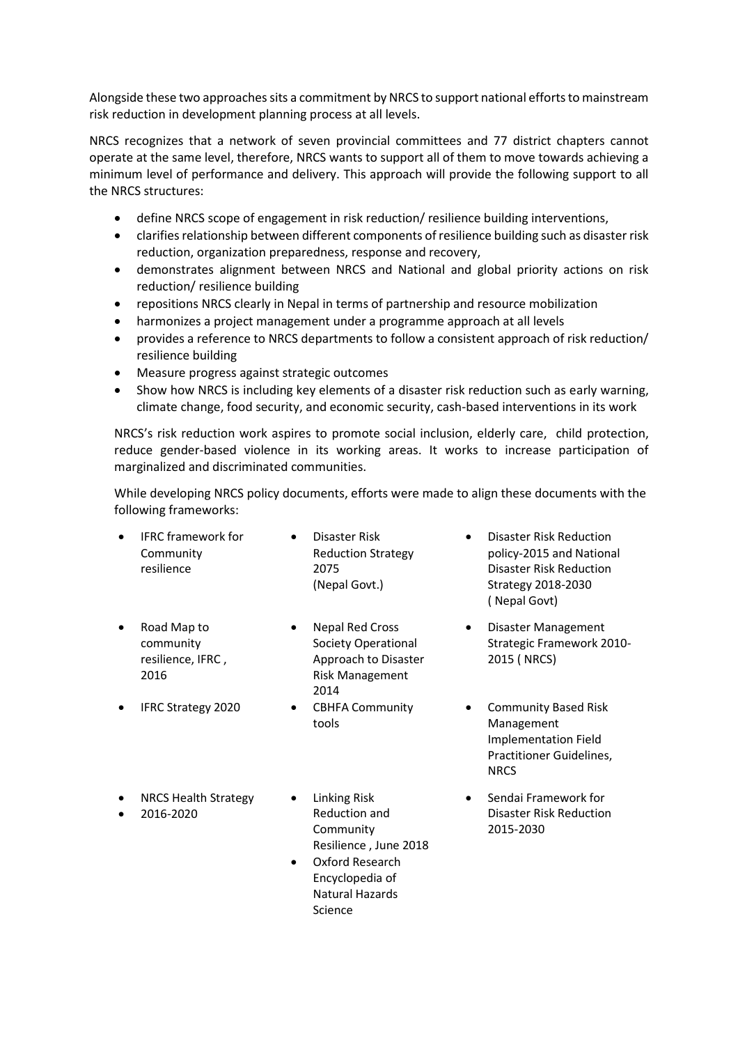Alongside these two approaches sits a commitment by NRCS to support national efforts to mainstream risk reduction in development planning process at all levels.

NRCS recognizes that a network of seven provincial committees and 77 district chapters cannot operate at the same level, therefore, NRCS wants to support all of them to move towards achieving a minimum level of performance and delivery. This approach will provide the following support to all the NRCS structures:

- define NRCS scope of engagement in risk reduction/ resilience building interventions,
- clarifies relationship between different components of resilience building such as disaster risk reduction, organization preparedness, response and recovery,
- demonstrates alignment between NRCS and National and global priority actions on risk reduction/ resilience building
- repositions NRCS clearly in Nepal in terms of partnership and resource mobilization
- harmonizes a project management under a programme approach at all levels
- provides a reference to NRCS departments to follow a consistent approach of risk reduction/ resilience building
- Measure progress against strategic outcomes
- Show how NRCS is including key elements of a disaster risk reduction such as early warning, climate change, food security, and economic security, cash-based interventions in its work

NRCS's risk reduction work aspires to promote social inclusion, elderly care, child protection, reduce gender-based violence in its working areas. It works to increase participation of marginalized and discriminated communities.

While developing NRCS policy documents, efforts were made to align these documents with the following frameworks:

- IFRC framework for Community resilience
- Disaster Risk Reduction Strategy 2075 (Nepal Govt.)
- Disaster Risk Reduction policy-2015 and National Disaster Risk Reduction Strategy 2018-2030 ( Nepal Govt)
- Road Map to community resilience, IFRC , 2016
- Nepal Red Cross Society Operational Approach to Disaster Risk Management 2014
- Disaster Management Strategic Framework 2010-2015 ( NRCS)
- IFRC Strategy 2020
- CBHFA Community tools
- Community Based Risk Management Implementation Field Practitioner Guidelines, NRCS
- NRCS Health Strategy
- 2016-2020
- Linking Risk Reduction and Community Resilience , June 2018
- Oxford Research Encyclopedia of Natural Hazards Science
- Sendai Framework for Disaster Risk Reduction 2015-2030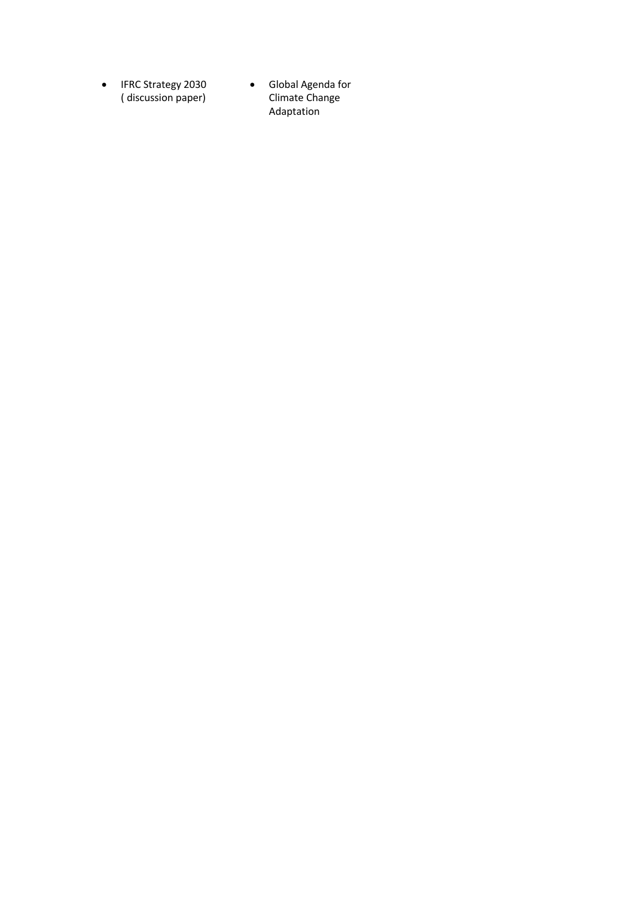- IFRC Strategy 2030 ( discussion paper)
- Global Agenda for Climate Change Adaptation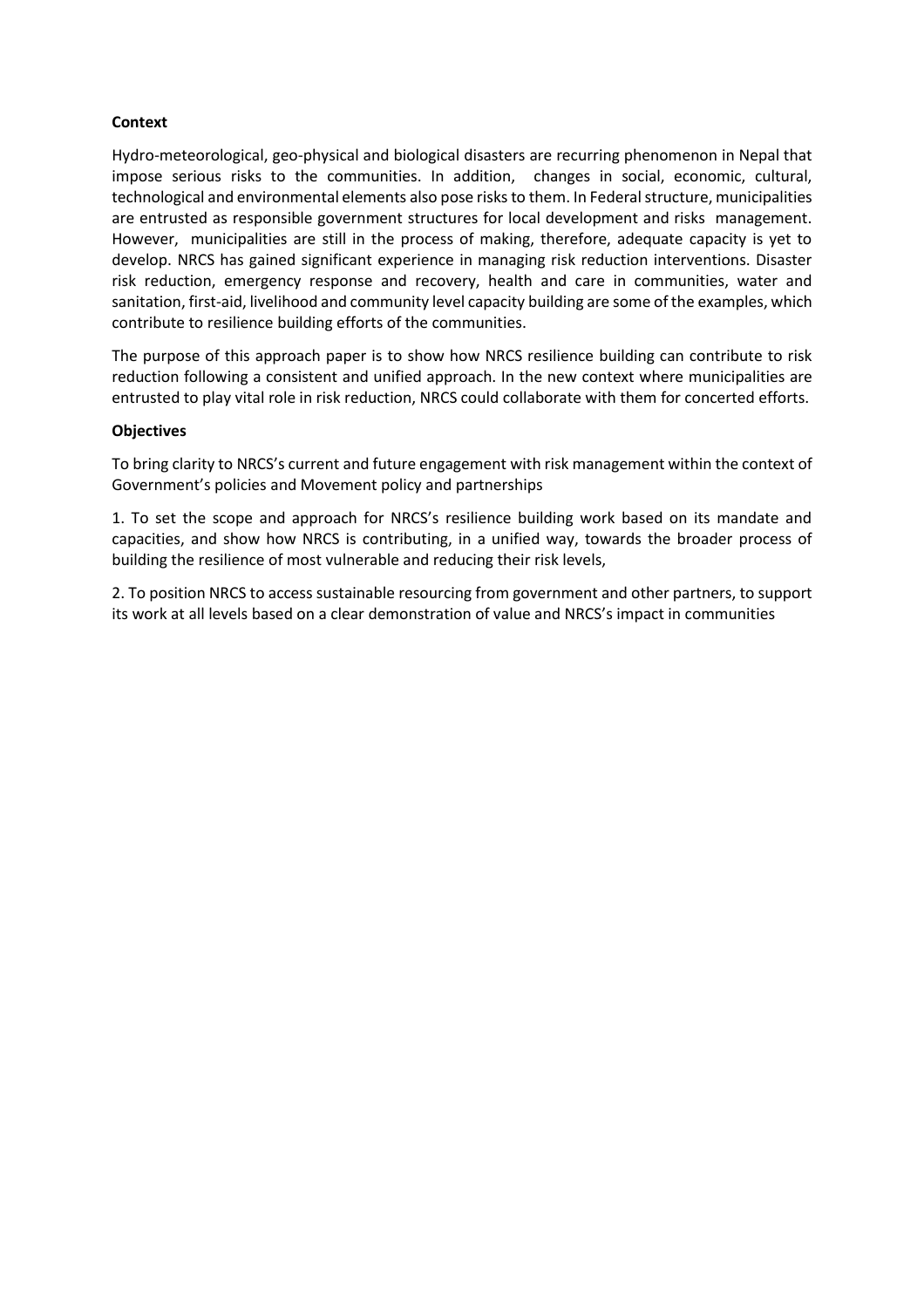**Context**

Hydro-meteorological, geo-physical and biological disasters are recurring phenomenon in Nepal that impose serious risks to the communities. In addition, changes in social, economic, cultural, technological and environmental elements also pose risks to them. In Federal structure, municipalities are entrusted as responsible government structures for local development and risks management. However, municipalities are still in the process of making, therefore, adequate capacity is yet to develop. NRCS has gained significant experience in managing risk reduction interventions. Disaster risk reduction, emergency response and recovery, health and care in communities, water and sanitation, first-aid, livelihood and community level capacity building are some of the examples, which contribute to resilience building efforts of the communities.

The purpose of this approach paper is to show how NRCS resilience building can contribute to risk reduction following a consistent and unified approach. In the new context where municipalities are entrusted to play vital role in risk reduction, NRCS could collaborate with them for concerted efforts.

**Objectives**

To bring clarity to NRCS's current and future engagement with risk management within the context of Government's policies and Movement policy and partnerships

1. To set the scope and approach for NRCS's resilience building work based on its mandate and capacities, and show how NRCS is contributing, in a unified way, towards the broader process of building the resilience of most vulnerable and reducing their risk levels,

2. To position NRCS to access sustainable resourcing from government and other partners, to support its work at all levels based on a clear demonstration of value and NRCS's impact in communities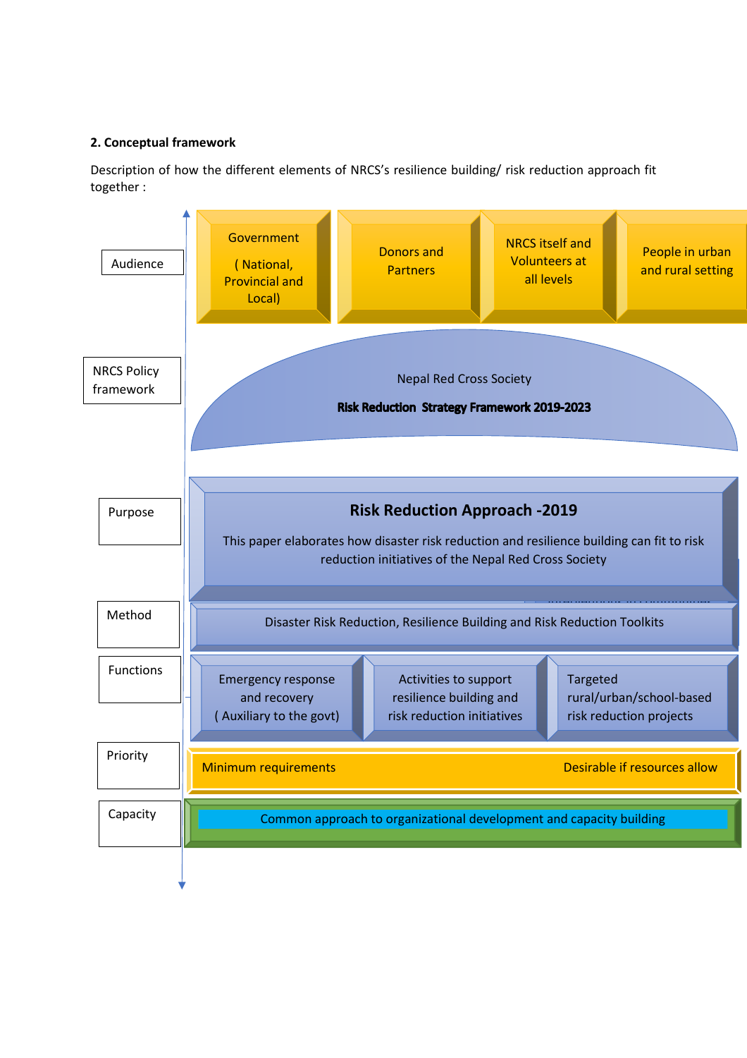**2. Conceptual framework**

Description of how the different elements of NRCS's resilience building/ risk reduction approach fit together :

| | |
|---|---|
| Audience | Government ( National, Provincial and Local) / Donors and Partners / NRCS itself and Volunteers at all levels / People in urban and rural setting |
| NRCS Policy framework | Nepal Red Cross Society **Risk Reduction Strategy Framework 2019-2023** |
| Purpose | **Risk Reduction Approach -2019** This paper elaborates how disaster risk reduction and resilience building can fit to risk reduction initiatives of the Nepal Red Cross Society |
| Method | Disaster Risk Reduction, Resilience Building and Risk Reduction Toolkits |
| Functions | Emergency response and recovery ( Auxiliary to the govt) / Activities to support resilience building and risk reduction initiatives / Targeted rural/urban/school-based risk reduction projects |
| Priority | Minimum requirements — Desirable if resources allow |
| Capacity | Common approach to organizational development and capacity building |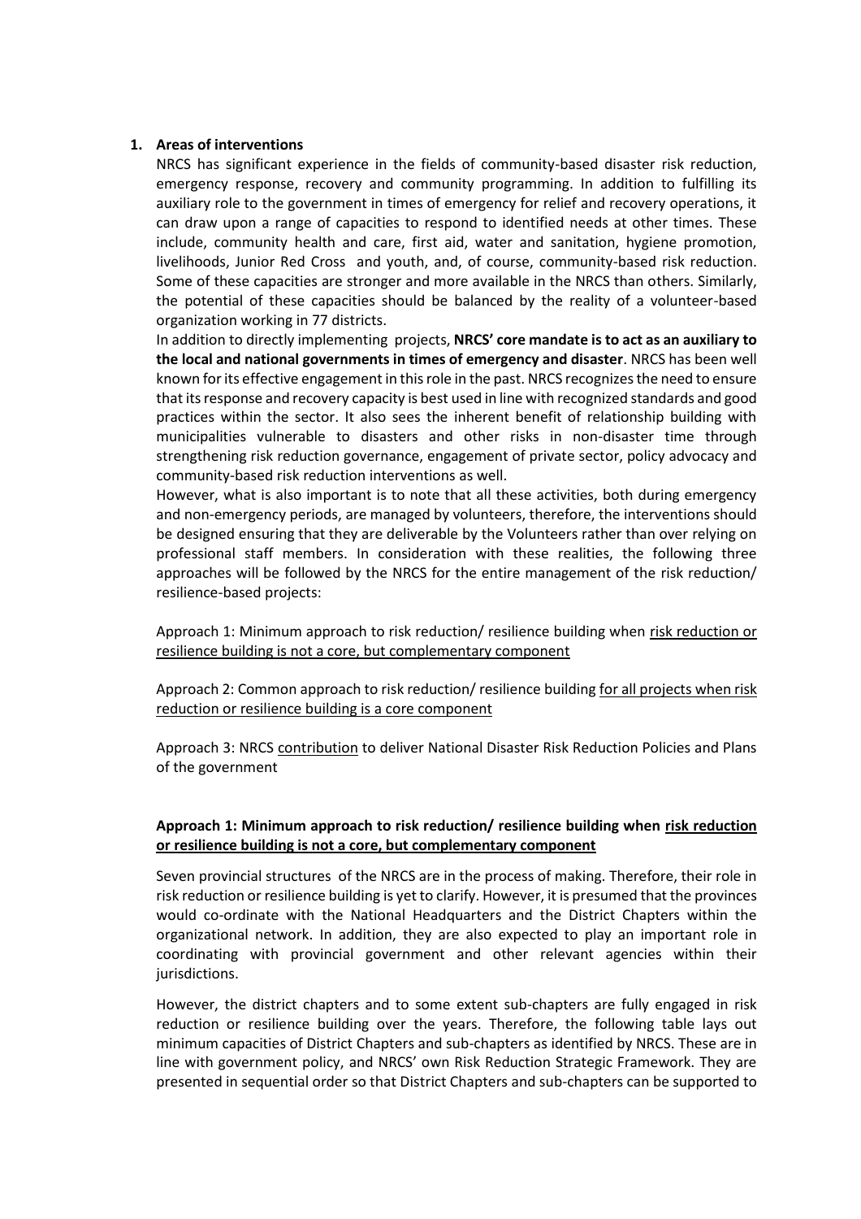**1. Areas of interventions**

NRCS has significant experience in the fields of community-based disaster risk reduction, emergency response, recovery and community programming. In addition to fulfilling its auxiliary role to the government in times of emergency for relief and recovery operations, it can draw upon a range of capacities to respond to identified needs at other times. These include, community health and care, first aid, water and sanitation, hygiene promotion, livelihoods, Junior Red Cross and youth, and, of course, community-based risk reduction. Some of these capacities are stronger and more available in the NRCS than others. Similarly, the potential of these capacities should be balanced by the reality of a volunteer-based organization working in 77 districts.

In addition to directly implementing projects, **NRCS' core mandate is to act as an auxiliary to the local and national governments in times of emergency and disaster**. NRCS has been well known for its effective engagement in this role in the past. NRCS recognizes the need to ensure that its response and recovery capacity is best used in line with recognized standards and good practices within the sector. It also sees the inherent benefit of relationship building with municipalities vulnerable to disasters and other risks in non-disaster time through strengthening risk reduction governance, engagement of private sector, policy advocacy and community-based risk reduction interventions as well.

However, what is also important is to note that all these activities, both during emergency and non-emergency periods, are managed by volunteers, therefore, the interventions should be designed ensuring that they are deliverable by the Volunteers rather than over relying on professional staff members. In consideration with these realities, the following three approaches will be followed by the NRCS for the entire management of the risk reduction/ resilience-based projects:

Approach 1: Minimum approach to risk reduction/ resilience building when <u>risk reduction or resilience building is not a core, but complementary component</u>

Approach 2: Common approach to risk reduction/ resilience building <u>for all projects when risk reduction or resilience building is a core component</u>

Approach 3: NRCS <u>contribution</u> to deliver National Disaster Risk Reduction Policies and Plans of the government

**Approach 1: Minimum approach to risk reduction/ resilience building when <u>risk reduction or resilience building is not a core, but complementary component</u>**

Seven provincial structures of the NRCS are in the process of making. Therefore, their role in risk reduction or resilience building is yet to clarify. However, it is presumed that the provinces would co-ordinate with the National Headquarters and the District Chapters within the organizational network. In addition, they are also expected to play an important role in coordinating with provincial government and other relevant agencies within their jurisdictions.

However, the district chapters and to some extent sub-chapters are fully engaged in risk reduction or resilience building over the years. Therefore, the following table lays out minimum capacities of District Chapters and sub-chapters as identified by NRCS. These are in line with government policy, and NRCS' own Risk Reduction Strategic Framework. They are presented in sequential order so that District Chapters and sub-chapters can be supported to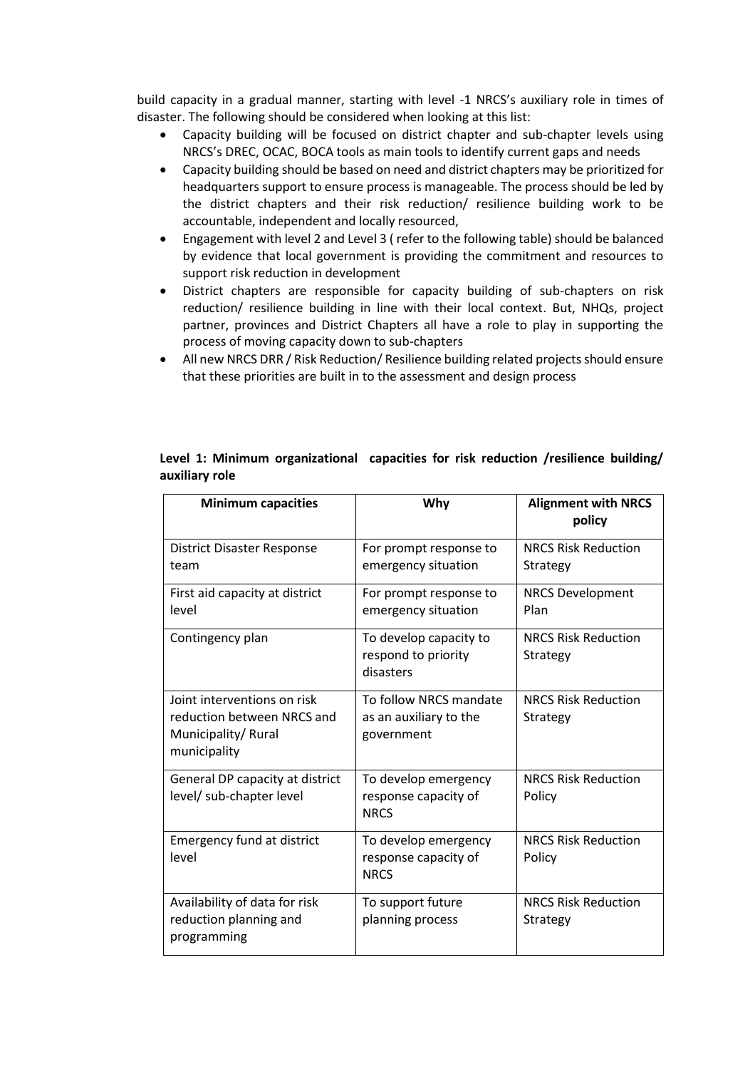build capacity in a gradual manner, starting with level -1 NRCS's auxiliary role in times of disaster. The following should be considered when looking at this list:

- Capacity building will be focused on district chapter and sub-chapter levels using NRCS's DREC, OCAC, BOCA tools as main tools to identify current gaps and needs
- Capacity building should be based on need and district chapters may be prioritized for headquarters support to ensure process is manageable. The process should be led by the district chapters and their risk reduction/ resilience building work to be accountable, independent and locally resourced,
- Engagement with level 2 and Level 3 ( refer to the following table) should be balanced by evidence that local government is providing the commitment and resources to support risk reduction in development
- District chapters are responsible for capacity building of sub-chapters on risk reduction/ resilience building in line with their local context. But, NHQs, project partner, provinces and District Chapters all have a role to play in supporting the process of moving capacity down to sub-chapters
- All new NRCS DRR / Risk Reduction/ Resilience building related projects should ensure that these priorities are built in to the assessment and design process

**Level 1: Minimum organizational capacities for risk reduction /resilience building/ auxiliary role**

| Minimum capacities | Why | Alignment with NRCS policy |
|---|---|---|
| District Disaster Response team | For prompt response to emergency situation | NRCS Risk Reduction Strategy |
| First aid capacity at district level | For prompt response to emergency situation | NRCS Development Plan |
| Contingency plan | To develop capacity to respond to priority disasters | NRCS Risk Reduction Strategy |
| Joint interventions on risk reduction between NRCS and Municipality/ Rural municipality | To follow NRCS mandate as an auxiliary to the government | NRCS Risk Reduction Strategy |
| General DP capacity at district level/ sub-chapter level | To develop emergency response capacity of NRCS | NRCS Risk Reduction Policy |
| Emergency fund at district level | To develop emergency response capacity of NRCS | NRCS Risk Reduction Policy |
| Availability of data for risk reduction planning and programming | To support future planning process | NRCS Risk Reduction Strategy |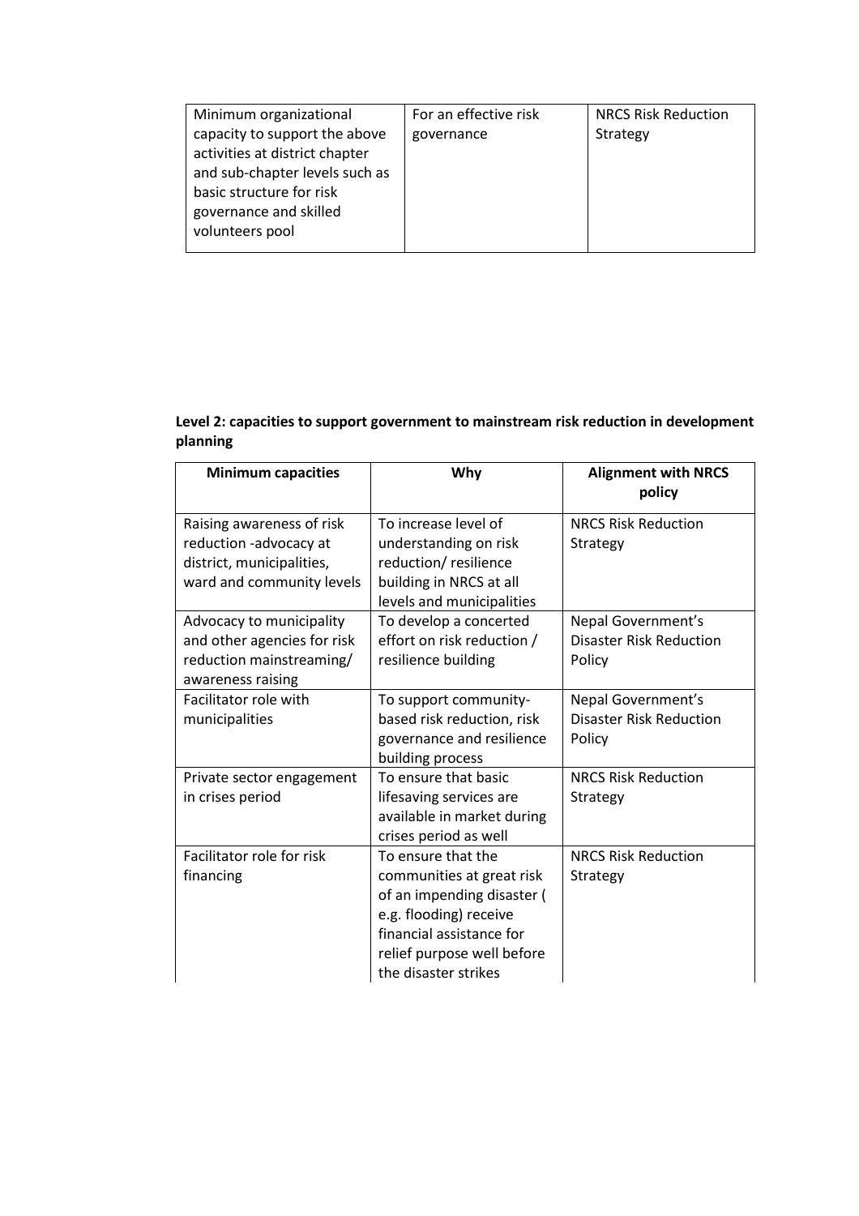| Minimum organizational capacity to support the above activities at district chapter and sub-chapter levels such as basic structure for risk governance and skilled volunteers pool | For an effective risk governance | NRCS Risk Reduction Strategy |
|---|---|---|

**Level 2: capacities to support government to mainstream risk reduction in development planning**

| Minimum capacities | Why | Alignment with NRCS policy |
|---|---|---|
| Raising awareness of risk reduction -advocacy at district, municipalities, ward and community levels | To increase level of understanding on risk reduction/ resilience building in NRCS at all levels and municipalities | NRCS Risk Reduction Strategy |
| Advocacy to municipality and other agencies for risk reduction mainstreaming/ awareness raising | To develop a concerted effort on risk reduction / resilience building | Nepal Government's Disaster Risk Reduction Policy |
| Facilitator role with municipalities | To support community-based risk reduction, risk governance and resilience building process | Nepal Government's Disaster Risk Reduction Policy |
| Private sector engagement in crises period | To ensure that basic lifesaving services are available in market during crises period as well | NRCS Risk Reduction Strategy |
| Facilitator role for risk financing | To ensure that the communities at great risk of an impending disaster ( e.g. flooding) receive financial assistance for relief purpose well before the disaster strikes | NRCS Risk Reduction Strategy |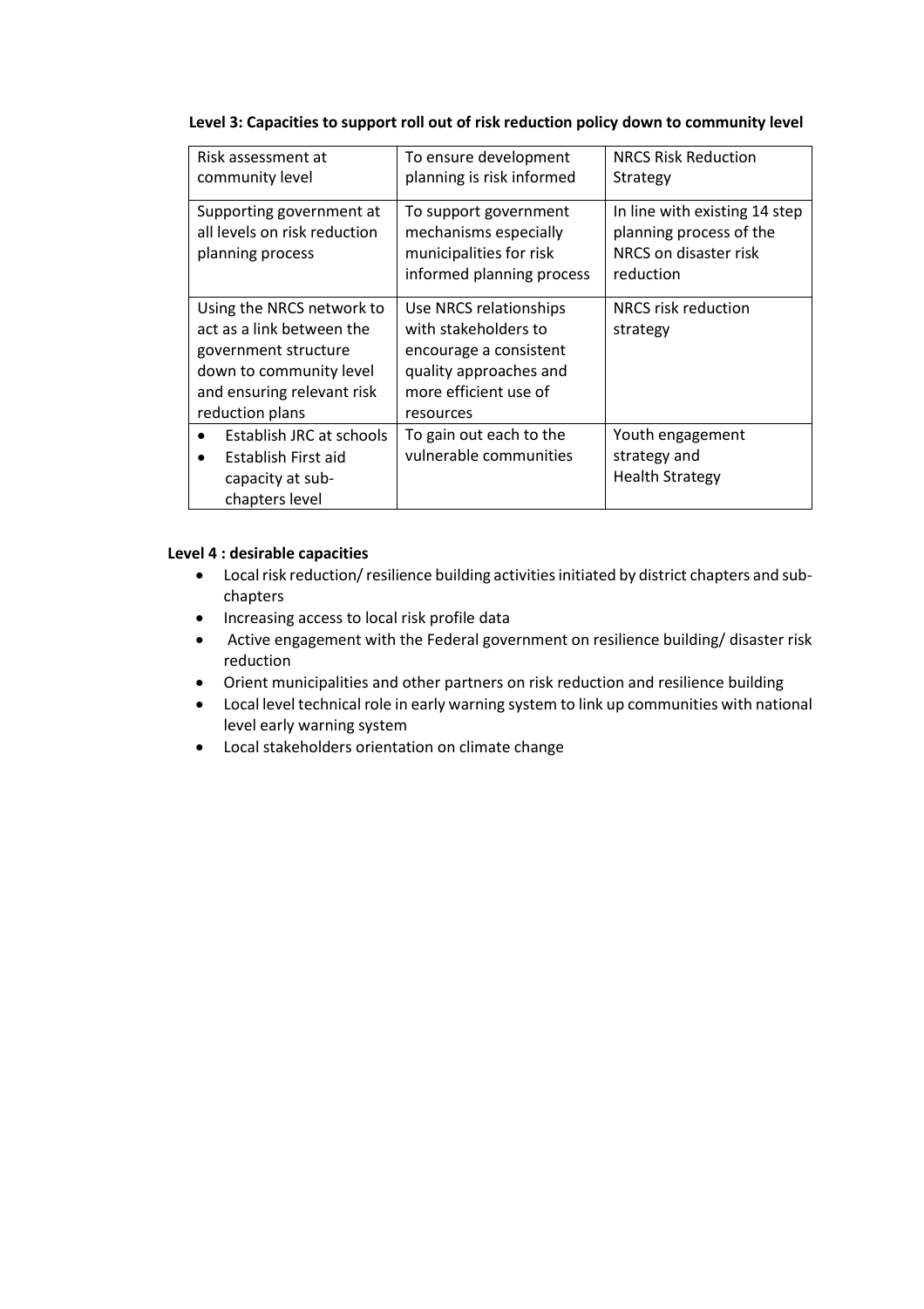**Level 3: Capacities to support roll out of risk reduction policy down to community level**

| Risk assessment at community level | To ensure development planning is risk informed | NRCS Risk Reduction Strategy |
|---|---|---|
| Supporting government at all levels on risk reduction planning process | To support government mechanisms especially municipalities for risk informed planning process | In line with existing 14 step planning process of the NRCS on disaster risk reduction |
| Using the NRCS network to act as a link between the government structure down to community level and ensuring relevant risk reduction plans | Use NRCS relationships with stakeholders to encourage a consistent quality approaches and more efficient use of resources | NRCS risk reduction strategy |
| • Establish JRC at schools<br>• Establish First aid capacity at sub-chapters level | To gain out each to the vulnerable communities | Youth engagement strategy and Health Strategy |

**Level 4 : desirable capacities**

- Local risk reduction/ resilience building activities initiated by district chapters and sub-chapters
- Increasing access to local risk profile data
- Active engagement with the Federal government on resilience building/ disaster risk reduction
- Orient municipalities and other partners on risk reduction and resilience building
- Local level technical role in early warning system to link up communities with national level early warning system
- Local stakeholders orientation on climate change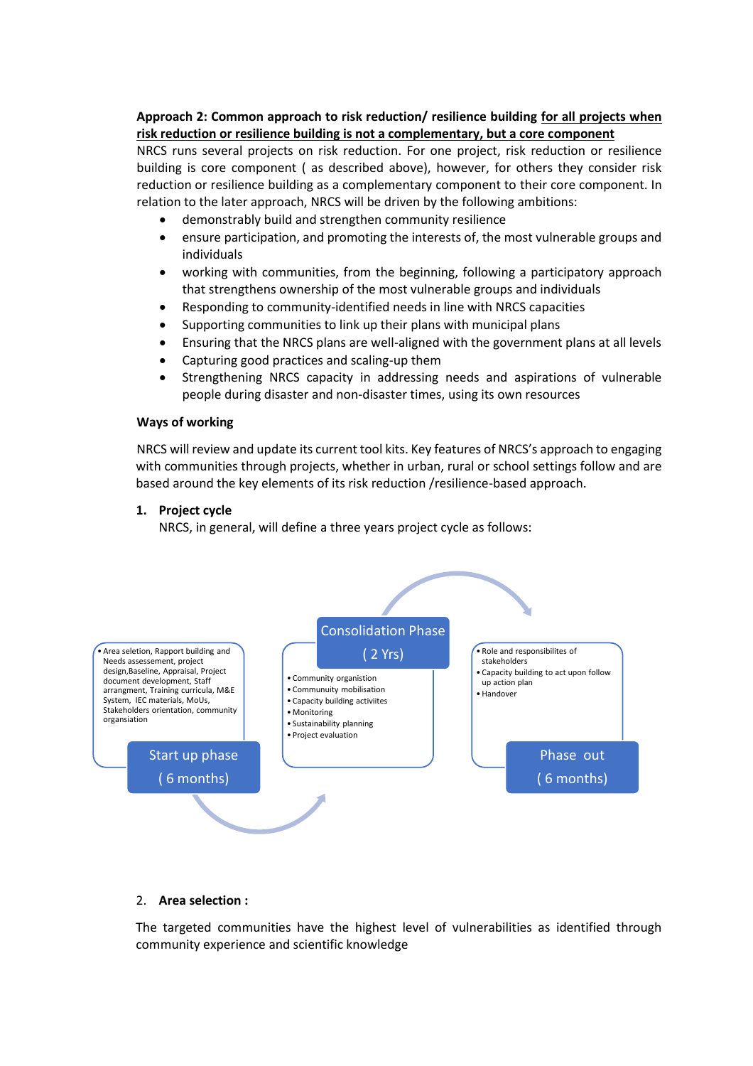**Approach 2: Common approach to risk reduction/ resilience building <u>for all projects when risk reduction or resilience building is not a complementary, but a core component</u>**

NRCS runs several projects on risk reduction. For one project, risk reduction or resilience building is core component ( as described above), however, for others they consider risk reduction or resilience building as a complementary component to their core component. In relation to the later approach, NRCS will be driven by the following ambitions:

- demonstrably build and strengthen community resilience
- ensure participation, and promoting the interests of, the most vulnerable groups and individuals
- working with communities, from the beginning, following a participatory approach that strengthens ownership of the most vulnerable groups and individuals
- Responding to community-identified needs in line with NRCS capacities
- Supporting communities to link up their plans with municipal plans
- Ensuring that the NRCS plans are well-aligned with the government plans at all levels
- Capturing good practices and scaling-up them
- Strengthening NRCS capacity in addressing needs and aspirations of vulnerable people during disaster and non-disaster times, using its own resources

**Ways of working**

NRCS will review and update its current tool kits. Key features of NRCS's approach to engaging with communities through projects, whether in urban, rural or school settings follow and are based around the key elements of its risk reduction /resilience-based approach.

1. **Project cycle**

   NRCS, in general, will define a three years project cycle as follows:

**Start up phase ( 6 months)**

- Area selection, Rapport building and Needs assessement, project design, Baseline, Appraisal, Project document development, Staff arrangment, Training curricula, M&E System, IEC materials, MoUs, Stakeholders orientation, community organsation

**Consolidation Phase ( 2 Yrs)**

- Community organistion
- Community mobilisation
- Capacity building activiites
- Monitoring
- Sustainability planning
- Project evaluation

**Phase out ( 6 months)**

- Role and responsibilites of stakeholders
- Capacity building to act upon follow up action plan
- Handover

2. **Area selection :**

The targeted communities have the highest level of vulnerabilities as identified through community experience and scientific knowledge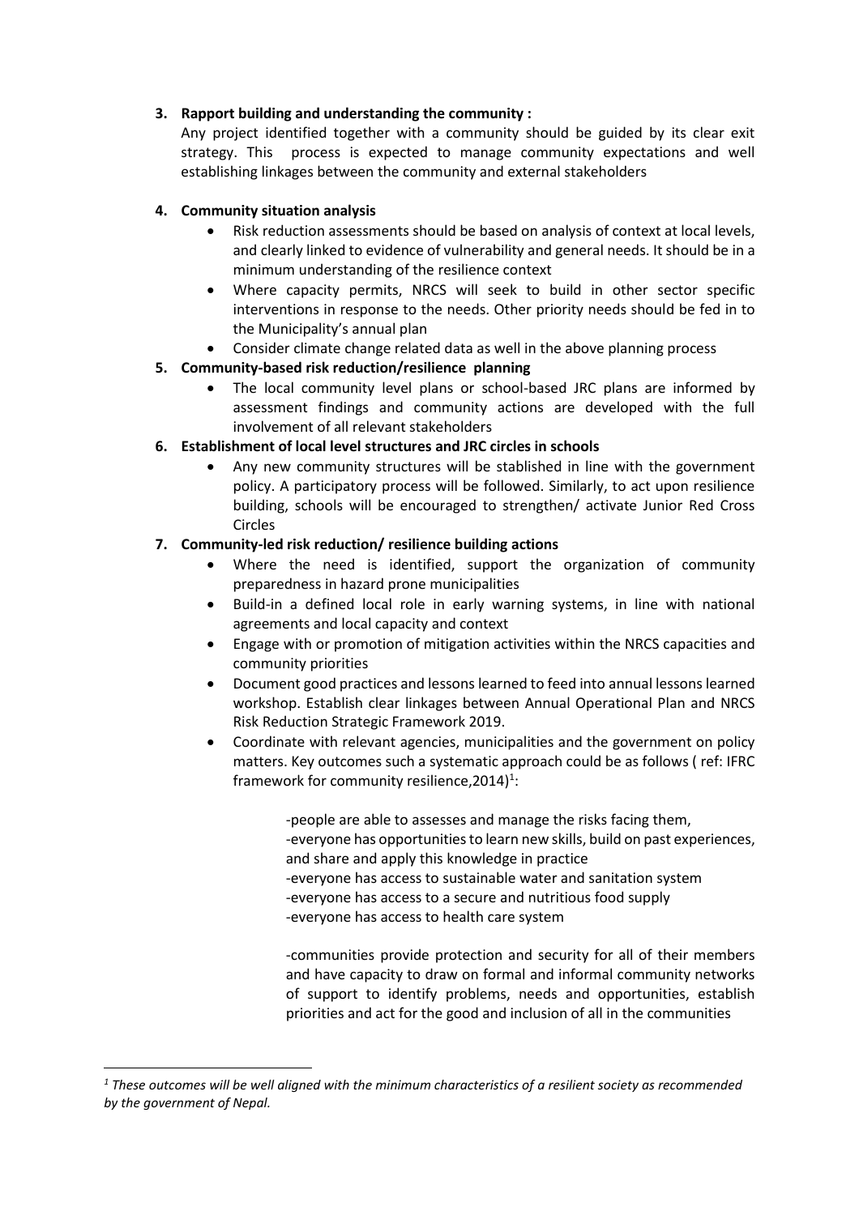3. **Rapport building and understanding the community :**

   Any project identified together with a community should be guided by its clear exit strategy. This process is expected to manage community expectations and well establishing linkages between the community and external stakeholders

4. **Community situation analysis**
   - Risk reduction assessments should be based on analysis of context at local levels, and clearly linked to evidence of vulnerability and general needs. It should be in a minimum understanding of the resilience context
   - Where capacity permits, NRCS will seek to build in other sector specific interventions in response to the needs. Other priority needs should be fed in to the Municipality's annual plan
   - Consider climate change related data as well in the above planning process

5. **Community-based risk reduction/resilience planning**
   - The local community level plans or school-based JRC plans are informed by assessment findings and community actions are developed with the full involvement of all relevant stakeholders

6. **Establishment of local level structures and JRC circles in schools**
   - Any new community structures will be stablished in line with the government policy. A participatory process will be followed. Similarly, to act upon resilience building, schools will be encouraged to strengthen/ activate Junior Red Cross Circles

7. **Community-led risk reduction/ resilience building actions**
   - Where the need is identified, support the organization of community preparedness in hazard prone municipalities
   - Build-in a defined local role in early warning systems, in line with national agreements and local capacity and context
   - Engage with or promotion of mitigation activities within the NRCS capacities and community priorities
   - Document good practices and lessons learned to feed into annual lessons learned workshop. Establish clear linkages between Annual Operational Plan and NRCS Risk Reduction Strategic Framework 2019.
   - Coordinate with relevant agencies, municipalities and the government on policy matters. Key outcomes such a systematic approach could be as follows ( ref: IFRC framework for community resilience,2014)[1]:

     -people are able to assesses and manage the risks facing them,
     -everyone has opportunities to learn new skills, build on past experiences, and share and apply this knowledge in practice
     -everyone has access to sustainable water and sanitation system
     -everyone has access to a secure and nutritious food supply
     -everyone has access to health care system

     -communities provide protection and security for all of their members and have capacity to draw on formal and informal community networks of support to identify problems, needs and opportunities, establish priorities and act for the good and inclusion of all in the communities

---

[1] *These outcomes will be well aligned with the minimum characteristics of a resilient society as recommended by the government of Nepal.*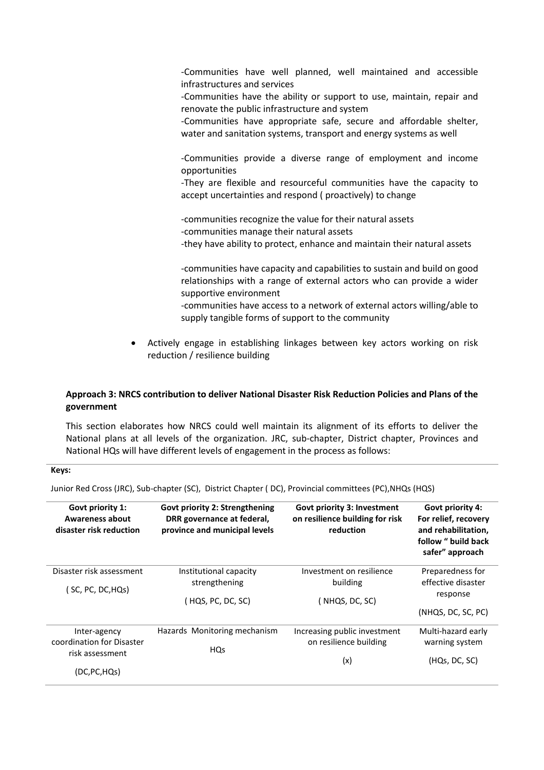-Communities have well planned, well maintained and accessible infrastructures and services

-Communities have the ability or support to use, maintain, repair and renovate the public infrastructure and system

-Communities have appropriate safe, secure and affordable shelter, water and sanitation systems, transport and energy systems as well

-Communities provide a diverse range of employment and income opportunities

-They are flexible and resourceful communities have the capacity to accept uncertainties and respond ( proactively) to change

-communities recognize the value for their natural assets

-communities manage their natural assets

-they have ability to protect, enhance and maintain their natural assets

-communities have capacity and capabilities to sustain and build on good relationships with a range of external actors who can provide a wider supportive environment

-communities have access to a network of external actors willing/able to supply tangible forms of support to the community

- Actively engage in establishing linkages between key actors working on risk reduction / resilience building

### Approach 3: NRCS contribution to deliver National Disaster Risk Reduction Policies and Plans of the government

This section elaborates how NRCS could well maintain its alignment of its efforts to deliver the National plans at all levels of the organization. JRC, sub-chapter, District chapter, Provinces and National HQs will have different levels of engagement in the process as follows:

**Keys:**

Junior Red Cross (JRC), Sub-chapter (SC), District Chapter ( DC), Provincial committees (PC),NHQs (HQS)

| Govt priority 1: Awareness about disaster risk reduction | Govt priority 2: Strengthening DRR governance at federal, province and municipal levels | Govt priority 3: Investment on resilience building for risk reduction | Govt priority 4: For relief, recovery and rehabilitation, follow " build back safer" approach |
|---|---|---|---|
| Disaster risk assessment ( SC, PC, DC,HQs) | Institutional capacity strengthening ( HQS, PC, DC, SC) | Investment on resilience building ( NHQS, DC, SC) | Preparedness for effective disaster response (NHQS, DC, SC, PC) |
| Inter-agency coordination for Disaster risk assessment (DC,PC,HQs) | Hazards Monitoring mechanism HQs | Increasing public investment on resilience building (x) | Multi-hazard early warning system (HQs, DC, SC) |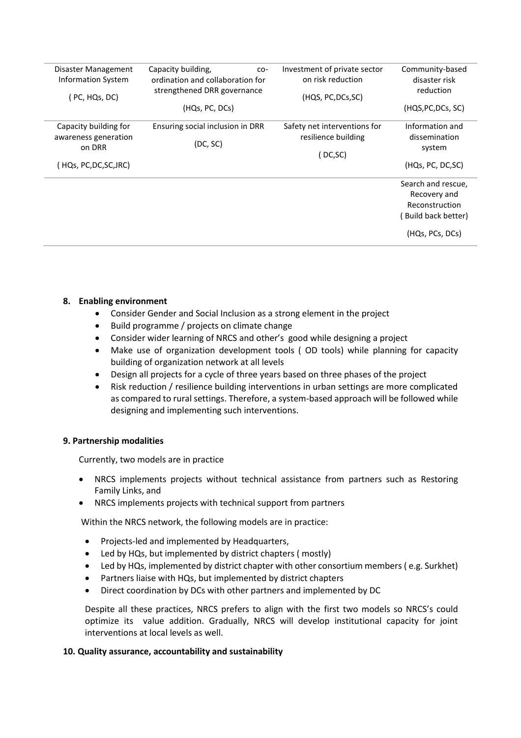| | | | |
|---|---|---|---|
| Disaster Management Information System ( PC, HQs, DC) | Capacity building, co-ordination and collaboration for strengthened DRR governance (HQs, PC, DCs) | Investment of private sector on risk reduction (HQS, PC,DCs,SC) | Community-based disaster risk reduction (HQS,PC,DCs, SC) |
| Capacity building for awareness generation on DRR ( HQs, PC,DC,SC,JRC) | Ensuring social inclusion in DRR (DC, SC) | Safety net interventions for resilience building ( DC,SC) | Information and dissemination system (HQs, PC, DC,SC) |
| | | | Search and rescue, Recovery and Reconstruction ( Build back better) (HQs, PCs, DCs) |

**8. Enabling environment**

- Consider Gender and Social Inclusion as a strong element in the project
- Build programme / projects on climate change
- Consider wider learning of NRCS and other's good while designing a project
- Make use of organization development tools ( OD tools) while planning for capacity building of organization network at all levels
- Design all projects for a cycle of three years based on three phases of the project
- Risk reduction / resilience building interventions in urban settings are more complicated as compared to rural settings. Therefore, a system-based approach will be followed while designing and implementing such interventions.

**9. Partnership modalities**

Currently, two models are in practice

- NRCS implements projects without technical assistance from partners such as Restoring Family Links, and
- NRCS implements projects with technical support from partners

Within the NRCS network, the following models are in practice:

- Projects-led and implemented by Headquarters,
- Led by HQs, but implemented by district chapters ( mostly)
- Led by HQs, implemented by district chapter with other consortium members ( e.g. Surkhet)
- Partners liaise with HQs, but implemented by district chapters
- Direct coordination by DCs with other partners and implemented by DC

Despite all these practices, NRCS prefers to align with the first two models so NRCS's could optimize its value addition. Gradually, NRCS will develop institutional capacity for joint interventions at local levels as well.

**10. Quality assurance, accountability and sustainability**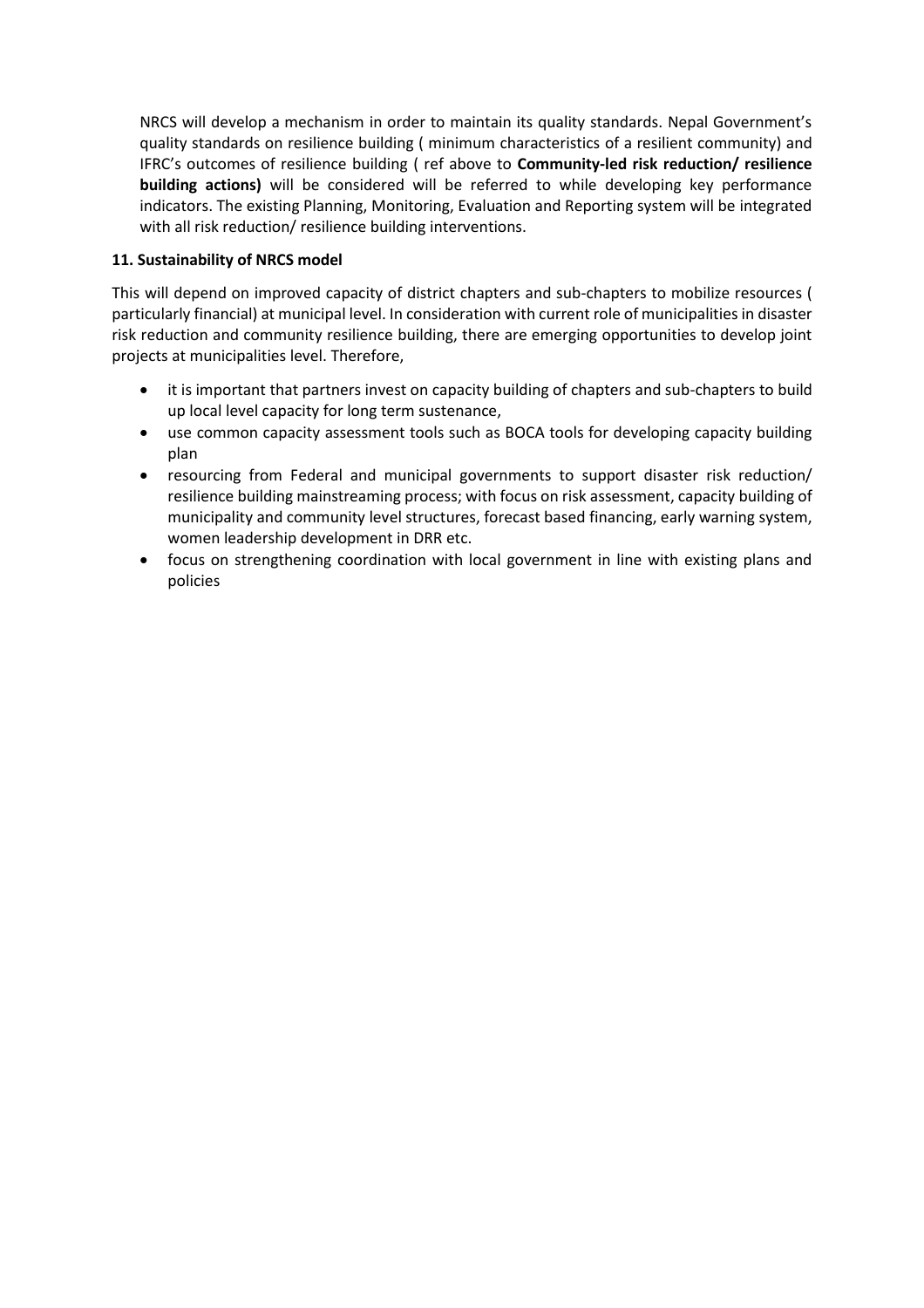NRCS will develop a mechanism in order to maintain its quality standards. Nepal Government's quality standards on resilience building ( minimum characteristics of a resilient community) and IFRC's outcomes of resilience building ( ref above to **Community-led risk reduction/ resilience building actions)** will be considered will be referred to while developing key performance indicators. The existing Planning, Monitoring, Evaluation and Reporting system will be integrated with all risk reduction/ resilience building interventions.

#### 11. Sustainability of NRCS model

This will depend on improved capacity of district chapters and sub-chapters to mobilize resources ( particularly financial) at municipal level. In consideration with current role of municipalities in disaster risk reduction and community resilience building, there are emerging opportunities to develop joint projects at municipalities level. Therefore,

- it is important that partners invest on capacity building of chapters and sub-chapters to build up local level capacity for long term sustenance,
- use common capacity assessment tools such as BOCA tools for developing capacity building plan
- resourcing from Federal and municipal governments to support disaster risk reduction/ resilience building mainstreaming process; with focus on risk assessment, capacity building of municipality and community level structures, forecast based financing, early warning system, women leadership development in DRR etc.
- focus on strengthening coordination with local government in line with existing plans and policies